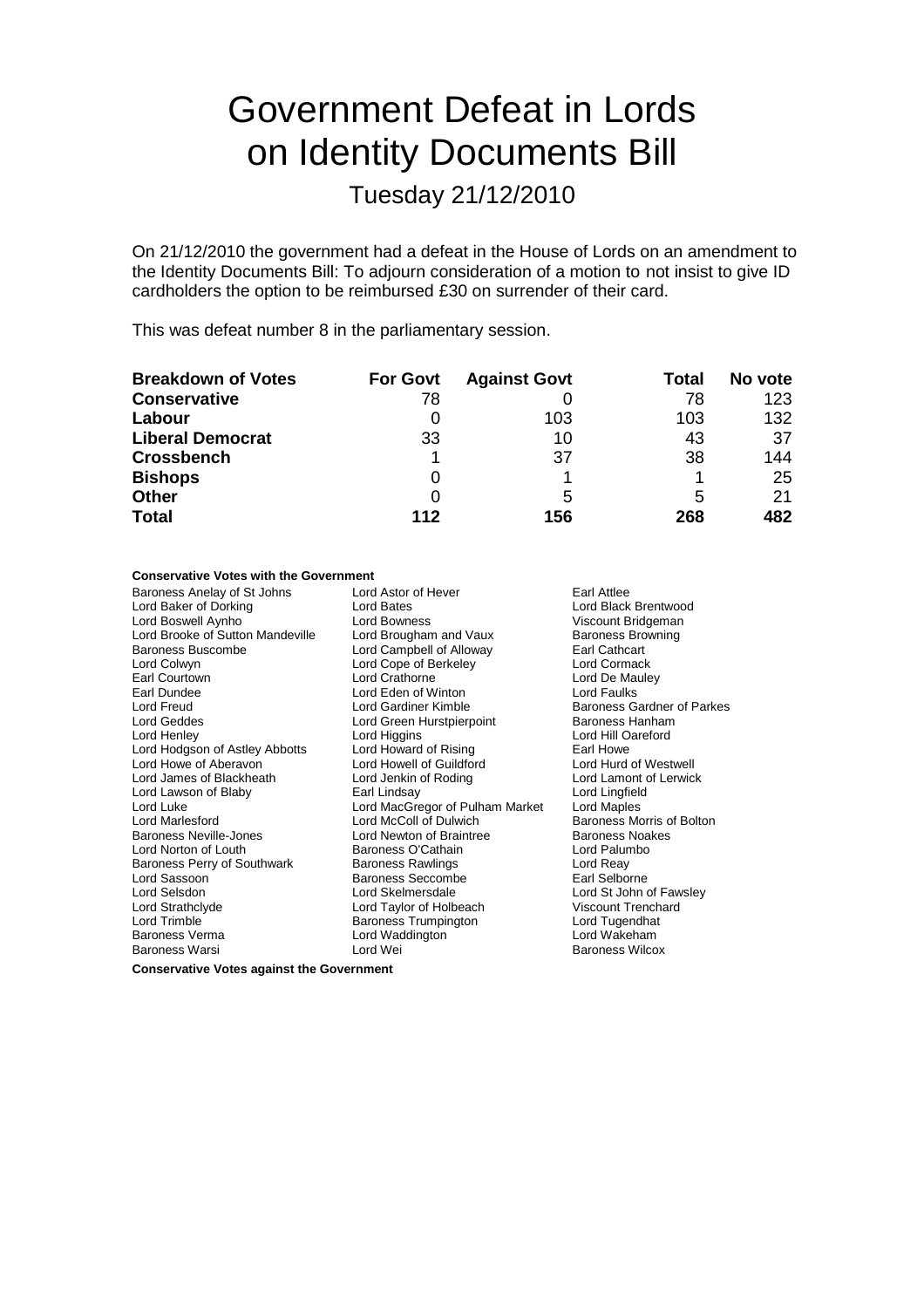# Government Defeat in Lords on Identity Documents Bill

## Tuesday 21/12/2010

On 21/12/2010 the government had a defeat in the House of Lords on an amendment to the Identity Documents Bill: To adjourn consideration of a motion to not insist to give ID cardholders the option to be reimbursed £30 on surrender of their card.

This was defeat number 8 in the parliamentary session.

| Breakdown of Votes | For Govt | Against Govt | Total | No vote |
|---|---|---|---|---|
| **Conservative** | 78 | 0 | 78 | 123 |
| **Labour** | 0 | 103 | 103 | 132 |
| **Liberal Democrat** | 33 | 10 | 43 | 37 |
| **Crossbench** | 1 | 37 | 38 | 144 |
| **Bishops** | 0 | 1 | 1 | 25 |
| **Other** | 0 | 5 | 5 | 21 |
| **Total** | **112** | **156** | **268** | **482** |

**Conservative Votes with the Government**

Baroness Anelay of St Johns
Lord Astor of Hever
Earl Attlee
Lord Baker of Dorking
Lord Bates
Lord Black Brentwood
Lord Boswell Aynho
Lord Bowness
Viscount Bridgeman
Lord Brooke of Sutton Mandeville
Lord Brougham and Vaux
Baroness Browning
Baroness Buscombe
Lord Campbell of Alloway
Earl Cathcart
Lord Colwyn
Lord Cope of Berkeley
Lord Cormack
Earl Courtown
Lord Crathorne
Lord De Mauley
Earl Dundee
Lord Eden of Winton
Lord Faulks
Lord Freud
Lord Gardiner Kimble
Baroness Gardner of Parkes
Lord Geddes
Lord Green Hurstpierpoint
Baroness Hanham
Lord Henley
Lord Higgins
Lord Hill Oareford
Lord Hodgson of Astley Abbotts
Lord Howard of Rising
Earl Howe
Lord Howe of Aberavon
Lord Howell of Guildford
Lord Hurd of Westwell
Lord James of Blackheath
Lord Jenkin of Roding
Lord Lamont of Lerwick
Lord Lawson of Blaby
Earl Lindsay
Lord Lingfield
Lord Luke
Lord MacGregor of Pulham Market
Lord Maples
Lord Marlesford
Lord McColl of Dulwich
Baroness Morris of Bolton
Baroness Neville-Jones
Lord Newton of Braintree
Baroness Noakes
Lord Norton of Louth
Baroness O'Cathain
Lord Palumbo
Baroness Perry of Southwark
Baroness Rawlings
Lord Reay
Lord Sassoon
Baroness Seccombe
Earl Selborne
Lord Selsdon
Lord Skelmersdale
Lord St John of Fawsley
Lord Strathclyde
Lord Taylor of Holbeach
Viscount Trenchard
Lord Trimble
Baroness Trumpington
Lord Tugendhat
Baroness Verma
Lord Waddington
Lord Wakeham
Baroness Warsi
Lord Wei
Baroness Wilcox

**Conservative Votes against the Government**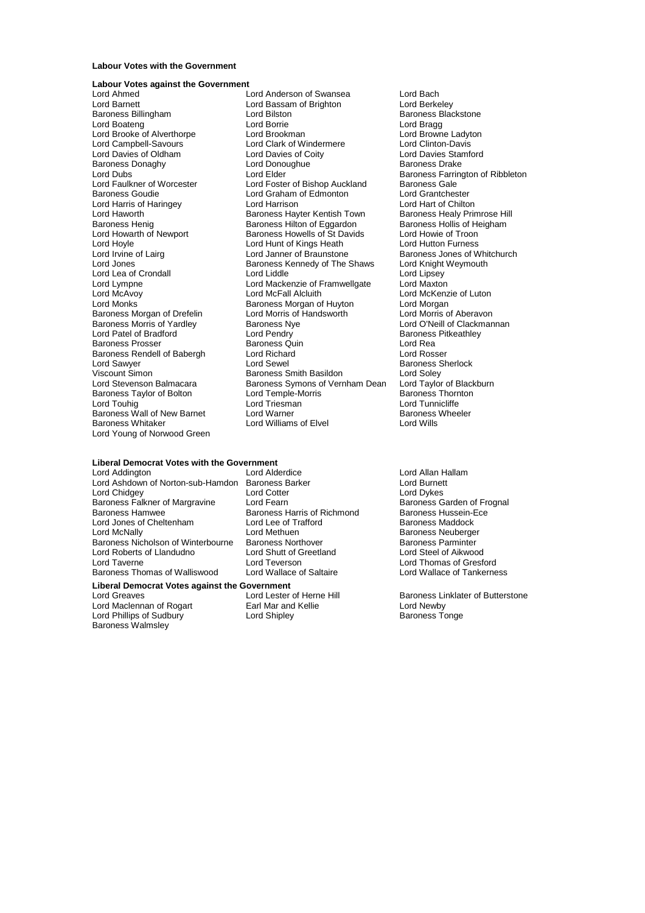**Labour Votes with the Government**

**Labour Votes against the Government**

Lord Ahmed
Lord Anderson of Swansea
Lord Bach
Lord Barnett
Lord Bassam of Brighton
Lord Berkeley
Baroness Billingham
Lord Bilston
Baroness Blackstone
Lord Boateng
Lord Borrie
Lord Bragg
Lord Brooke of Alverthorpe
Lord Brookman
Lord Browne Ladyton
Lord Campbell-Savours
Lord Clark of Windermere
Lord Clinton-Davis
Lord Davies of Oldham
Lord Davies of Coity
Lord Davies Stamford
Baroness Donaghy
Lord Donoughue
Baroness Drake
Lord Dubs
Lord Elder
Baroness Farrington of Ribbleton
Lord Faulkner of Worcester
Lord Foster of Bishop Auckland
Baroness Gale
Baroness Goudie
Lord Graham of Edmonton
Lord Grantchester
Lord Harris of Haringey
Lord Harrison
Lord Hart of Chilton
Lord Haworth
Baroness Hayter Kentish Town
Baroness Healy Primrose Hill
Baroness Henig
Baroness Hilton of Eggardon
Baroness Hollis of Heigham
Lord Howarth of Newport
Baroness Howells of St Davids
Lord Howie of Troon
Lord Hoyle
Lord Hunt of Kings Heath
Lord Hutton Furness
Lord Irvine of Lairg
Lord Janner of Braunstone
Baroness Jones of Whitchurch
Lord Jones
Baroness Kennedy of The Shaws
Lord Knight Weymouth
Lord Lea of Crondall
Lord Liddle
Lord Lipsey
Lord Lympne
Lord Mackenzie of Framwellgate
Lord Maxton
Lord McAvoy
Lord McFall Alcluith
Lord McKenzie of Luton
Lord Monks
Baroness Morgan of Huyton
Lord Morgan
Baroness Morgan of Drefelin
Lord Morris of Handsworth
Lord Morris of Aberavon
Baroness Morris of Yardley
Baroness Nye
Lord O'Neill of Clackmannan
Lord Patel of Bradford
Lord Pendry
Baroness Pitkeathley
Baroness Prosser
Baroness Quin
Lord Rea
Baroness Rendell of Babergh
Lord Richard
Lord Rosser
Lord Sawyer
Lord Sewel
Baroness Sherlock
Viscount Simon
Baroness Smith Basildon
Lord Soley
Lord Stevenson Balmacara
Baroness Symons of Vernham Dean
Lord Taylor of Blackburn
Baroness Taylor of Bolton
Lord Temple-Morris
Baroness Thornton
Lord Touhig
Lord Triesman
Lord Tunnicliffe
Baroness Wall of New Barnet
Lord Warner
Baroness Wheeler
Baroness Whitaker
Lord Williams of Elvel
Lord Wills
Lord Young of Norwood Green

**Liberal Democrat Votes with the Government**

Lord Addington
Lord Alderdice
Lord Allan Hallam
Lord Ashdown of Norton-sub-Hamdon
Baroness Barker
Lord Burnett
Lord Chidgey
Lord Cotter
Lord Dykes
Baroness Falkner of Margravine
Lord Fearn
Baroness Garden of Frognal
Baroness Hamwee
Baroness Harris of Richmond
Baroness Hussein-Ece
Lord Jones of Cheltenham
Lord Lee of Trafford
Baroness Maddock
Lord McNally
Lord Methuen
Baroness Neuberger
Baroness Nicholson of Winterbourne
Baroness Northover
Baroness Parminter
Lord Roberts of Llandudno
Lord Shutt of Greetland
Lord Steel of Aikwood
Lord Taverne
Lord Teverson
Lord Thomas of Gresford
Baroness Thomas of Walliswood
Lord Wallace of Saltaire
Lord Wallace of Tankerness

**Liberal Democrat Votes against the Government**

Lord Greaves
Lord Lester of Herne Hill
Baroness Linklater of Butterstone
Lord Maclennan of Rogart
Earl Mar and Kellie
Lord Newby
Lord Phillips of Sudbury
Lord Shipley
Baroness Tonge
Baroness Walmsley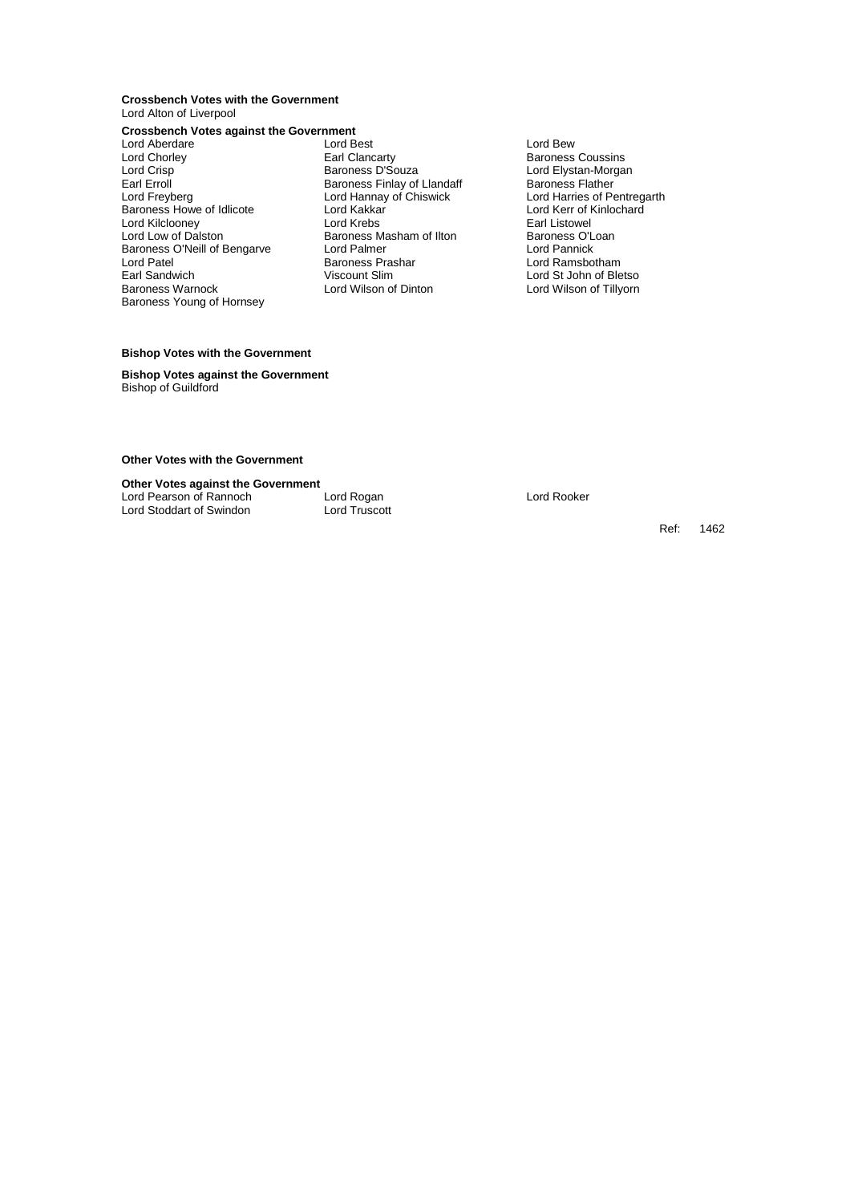**Crossbench Votes with the Government**

Lord Alton of Liverpool

**Crossbench Votes against the Government**

Lord Aberdare
Lord Best
Lord Bew
Lord Chorley
Earl Clancarty
Baroness Coussins
Lord Crisp
Baroness D'Souza
Lord Elystan-Morgan
Earl Erroll
Baroness Finlay of Llandaff
Baroness Flather
Lord Freyberg
Lord Hannay of Chiswick
Lord Harries of Pentregarth
Baroness Howe of Idlicote
Lord Kakkar
Lord Kerr of Kinlochard
Lord Kilclooney
Lord Krebs
Earl Listowel
Lord Low of Dalston
Baroness Masham of Ilton
Baroness O'Loan
Baroness O'Neill of Bengarve
Lord Palmer
Lord Pannick
Lord Patel
Baroness Prashar
Lord Ramsbotham
Earl Sandwich
Viscount Slim
Lord St John of Bletso
Baroness Warnock
Lord Wilson of Dinton
Lord Wilson of Tillyorn
Baroness Young of Hornsey

**Bishop Votes with the Government**

**Bishop Votes against the Government**

Bishop of Guildford

**Other Votes with the Government**

**Other Votes against the Government**

Lord Pearson of Rannoch
Lord Rogan
Lord Rooker
Lord Stoddart of Swindon
Lord Truscott

Ref: 1462